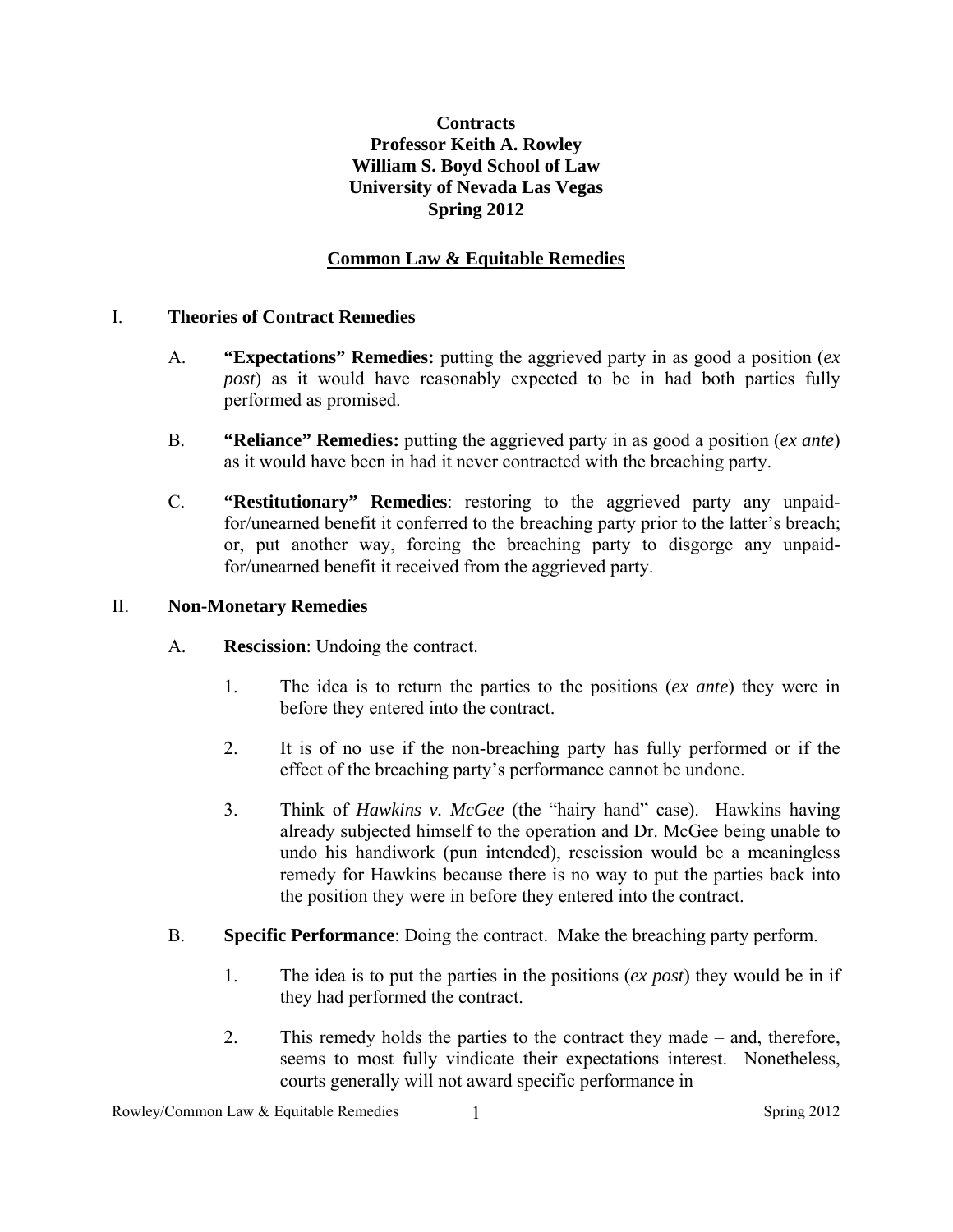**Contracts**
**Professor Keith A. Rowley**
**William S. Boyd School of Law**
**University of Nevada Las Vegas**
**Spring 2012**

## Common Law & Equitable Remedies

I. **Theories of Contract Remedies**

A. **"Expectations" Remedies:** putting the aggrieved party in as good a position (*ex post*) as it would have reasonably expected to be in had both parties fully performed as promised.

B. **"Reliance" Remedies:** putting the aggrieved party in as good a position (*ex ante*) as it would have been in had it never contracted with the breaching party.

C. **"Restitutionary" Remedies**: restoring to the aggrieved party any unpaid-for/unearned benefit it conferred to the breaching party prior to the latter's breach; or, put another way, forcing the breaching party to disgorge any unpaid-for/unearned benefit it received from the aggrieved party.

II. **Non-Monetary Remedies**

A. **Rescission**: Undoing the contract.

1. The idea is to return the parties to the positions (*ex ante*) they were in before they entered into the contract.

2. It is of no use if the non-breaching party has fully performed or if the effect of the breaching party's performance cannot be undone.

3. Think of *Hawkins v. McGee* (the "hairy hand" case). Hawkins having already subjected himself to the operation and Dr. McGee being unable to undo his handiwork (pun intended), rescission would be a meaningless remedy for Hawkins because there is no way to put the parties back into the position they were in before they entered into the contract.

B. **Specific Performance**: Doing the contract. Make the breaching party perform.

1. The idea is to put the parties in the positions (*ex post*) they would be in if they had performed the contract.

2. This remedy holds the parties to the contract they made – and, therefore, seems to most fully vindicate their expectations interest. Nonetheless, courts generally will not award specific performance in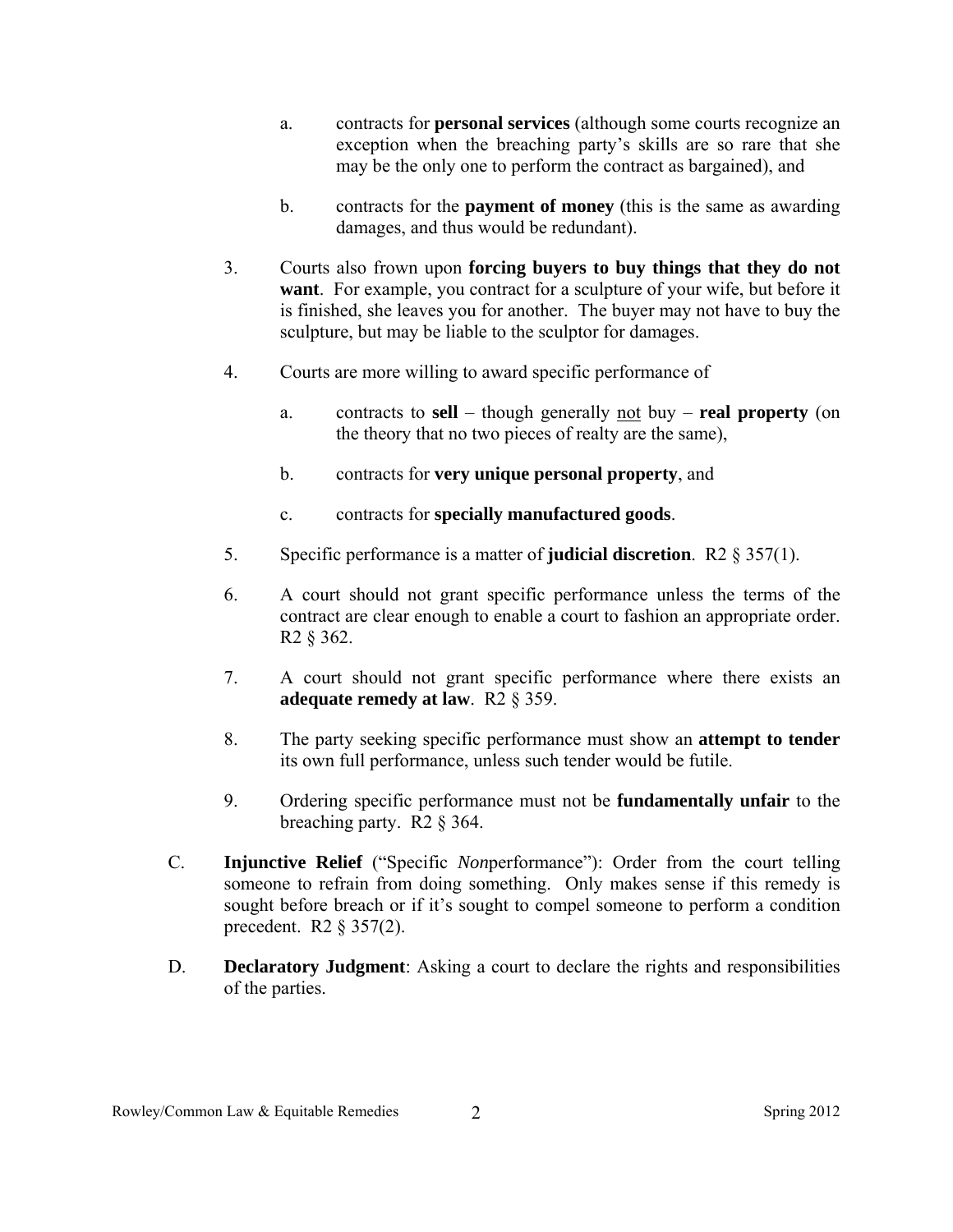a. contracts for **personal services** (although some courts recognize an exception when the breaching party's skills are so rare that she may be the only one to perform the contract as bargained), and

   b. contracts for the **payment of money** (this is the same as awarding damages, and thus would be redundant).

3. Courts also frown upon **forcing buyers to buy things that they do not want**. For example, you contract for a sculpture of your wife, but before it is finished, she leaves you for another. The buyer may not have to buy the sculpture, but may be liable to the sculptor for damages.

4. Courts are more willing to award specific performance of

   a. contracts to **sell** – though generally <u>not</u> buy – **real property** (on the theory that no two pieces of realty are the same),

   b. contracts for **very unique personal property**, and

   c. contracts for **specially manufactured goods**.

5. Specific performance is a matter of **judicial discretion**. R2 § 357(1).

6. A court should not grant specific performance unless the terms of the contract are clear enough to enable a court to fashion an appropriate order. R2 § 362.

7. A court should not grant specific performance where there exists an **adequate remedy at law**. R2 § 359.

8. The party seeking specific performance must show an **attempt to tender** its own full performance, unless such tender would be futile.

9. Ordering specific performance must not be **fundamentally unfair** to the breaching party. R2 § 364.

C. **Injunctive Relief** ("Specific *Non*performance"): Order from the court telling someone to refrain from doing something. Only makes sense if this remedy is sought before breach or if it's sought to compel someone to perform a condition precedent. R2 § 357(2).

D. **Declaratory Judgment**: Asking a court to declare the rights and responsibilities of the parties.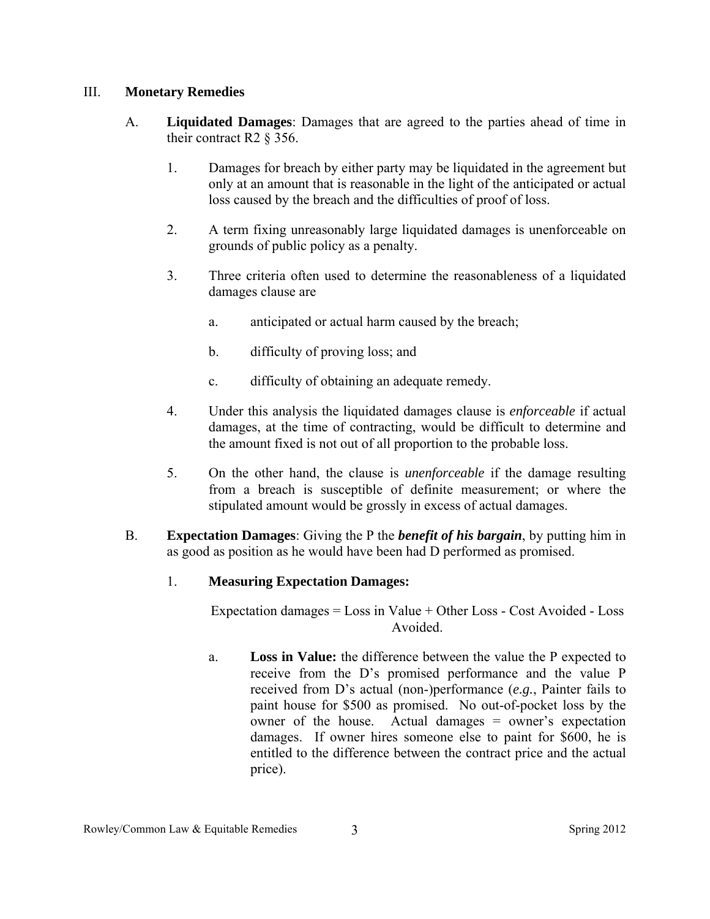## III. **Monetary Remedies**

A. **Liquidated Damages**: Damages that are agreed to the parties ahead of time in their contract R2 § 356.

1. Damages for breach by either party may be liquidated in the agreement but only at an amount that is reasonable in the light of the anticipated or actual loss caused by the breach and the difficulties of proof of loss.

2. A term fixing unreasonably large liquidated damages is unenforceable on grounds of public policy as a penalty.

3. Three criteria often used to determine the reasonableness of a liquidated damages clause are

   a. anticipated or actual harm caused by the breach;

   b. difficulty of proving loss; and

   c. difficulty of obtaining an adequate remedy.

4. Under this analysis the liquidated damages clause is *enforceable* if actual damages, at the time of contracting, would be difficult to determine and the amount fixed is not out of all proportion to the probable loss.

5. On the other hand, the clause is *unenforceable* if the damage resulting from a breach is susceptible of definite measurement; or where the stipulated amount would be grossly in excess of actual damages.

B. **Expectation Damages**: Giving the P the ***benefit of his bargain***, by putting him in as good as position as he would have been had D performed as promised.

1. **Measuring Expectation Damages:**

   Expectation damages = Loss in Value + Other Loss - Cost Avoided - Loss Avoided.

   a. **Loss in Value:** the difference between the value the P expected to receive from the D's promised performance and the value P received from D's actual (non-)performance (*e.g.*, Painter fails to paint house for $500 as promised. No out-of-pocket loss by the owner of the house. Actual damages = owner's expectation damages. If owner hires someone else to paint for $600, he is entitled to the difference between the contract price and the actual price).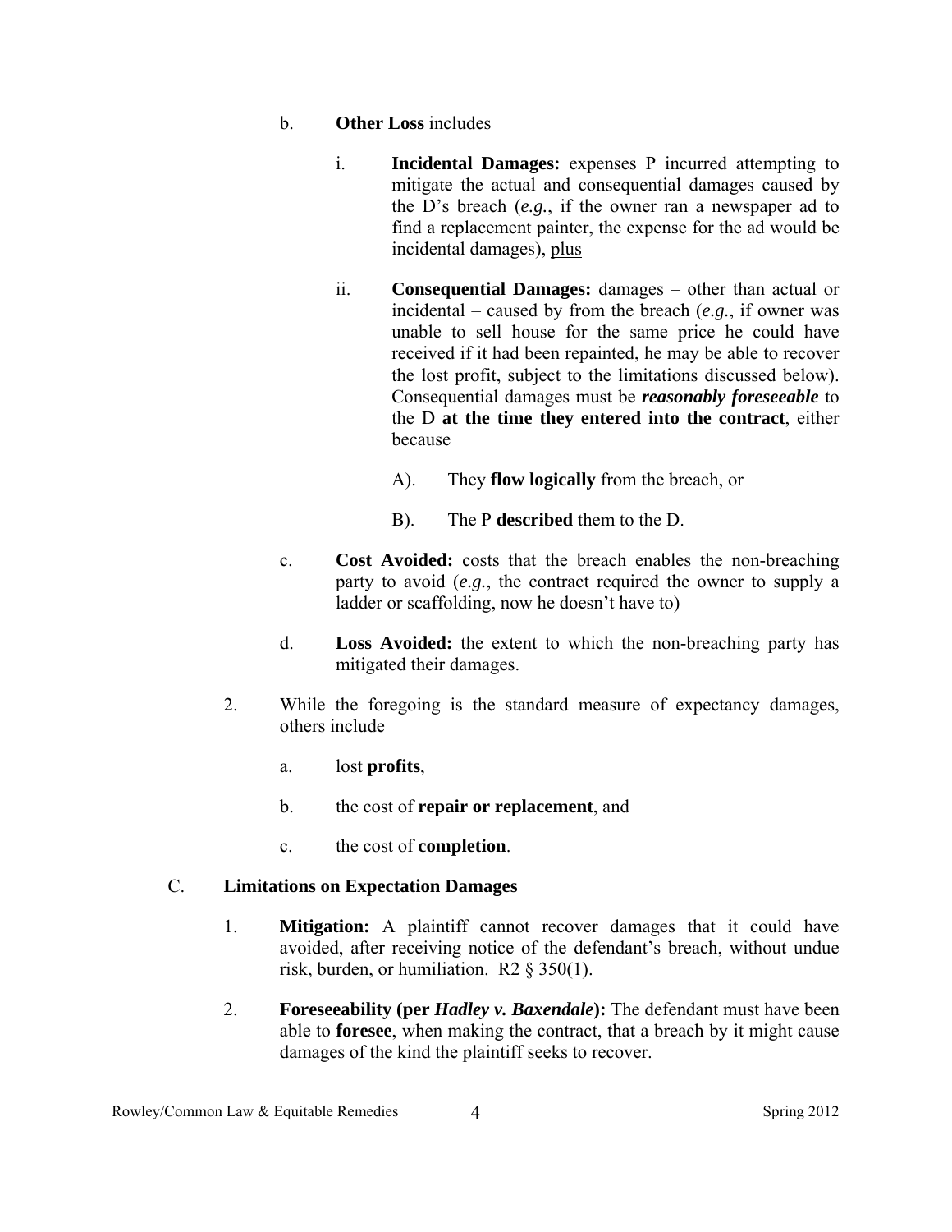b. **Other Loss** includes

   i. **Incidental Damages:** expenses P incurred attempting to mitigate the actual and consequential damages caused by the D's breach (*e.g.*, if the owner ran a newspaper ad to find a replacement painter, the expense for the ad would be incidental damages), <u>plus</u>

   ii. **Consequential Damages:** damages – other than actual or incidental – caused by from the breach (*e.g.*, if owner was unable to sell house for the same price he could have received if it had been repainted, he may be able to recover the lost profit, subject to the limitations discussed below). Consequential damages must be ***reasonably foreseeable*** to the D **at the time they entered into the contract**, either because

      A). They **flow logically** from the breach, or

      B). The P **described** them to the D.

c. **Cost Avoided:** costs that the breach enables the non-breaching party to avoid (*e.g.*, the contract required the owner to supply a ladder or scaffolding, now he doesn't have to)

d. **Loss Avoided:** the extent to which the non-breaching party has mitigated their damages.

2. While the foregoing is the standard measure of expectancy damages, others include

   a. lost **profits**,

   b. the cost of **repair or replacement**, and

   c. the cost of **completion**.

C. **Limitations on Expectation Damages**

1. **Mitigation:** A plaintiff cannot recover damages that it could have avoided, after receiving notice of the defendant's breach, without undue risk, burden, or humiliation. R2 § 350(1).

2. **Foreseeability (per *Hadley v. Baxendale*):** The defendant must have been able to **foresee**, when making the contract, that a breach by it might cause damages of the kind the plaintiff seeks to recover.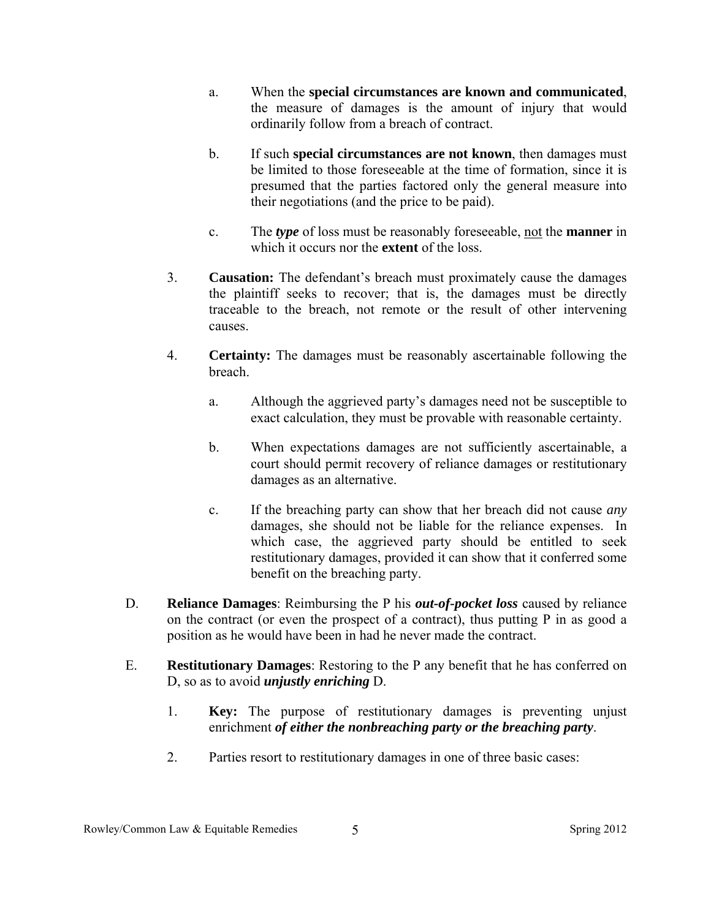a. When the **special circumstances are known and communicated**, the measure of damages is the amount of injury that would ordinarily follow from a breach of contract.

b. If such **special circumstances are not known**, then damages must be limited to those foreseeable at the time of formation, since it is presumed that the parties factored only the general measure into their negotiations (and the price to be paid).

c. The ***type*** of loss must be reasonably foreseeable, <u>not</u> the **manner** in which it occurs nor the **extent** of the loss.

3. **Causation:** The defendant's breach must proximately cause the damages the plaintiff seeks to recover; that is, the damages must be directly traceable to the breach, not remote or the result of other intervening causes.

4. **Certainty:** The damages must be reasonably ascertainable following the breach.

a. Although the aggrieved party's damages need not be susceptible to exact calculation, they must be provable with reasonable certainty.

b. When expectations damages are not sufficiently ascertainable, a court should permit recovery of reliance damages or restitutionary damages as an alternative.

c. If the breaching party can show that her breach did not cause *any* damages, she should not be liable for the reliance expenses. In which case, the aggrieved party should be entitled to seek restitutionary damages, provided it can show that it conferred some benefit on the breaching party.

D. **Reliance Damages**: Reimbursing the P his ***out-of-pocket loss*** caused by reliance on the contract (or even the prospect of a contract), thus putting P in as good a position as he would have been in had he never made the contract.

E. **Restitutionary Damages**: Restoring to the P any benefit that he has conferred on D, so as to avoid ***unjustly enriching*** D.

1. **Key:** The purpose of restitutionary damages is preventing unjust enrichment ***of either the nonbreaching party or the breaching party***.

2. Parties resort to restitutionary damages in one of three basic cases: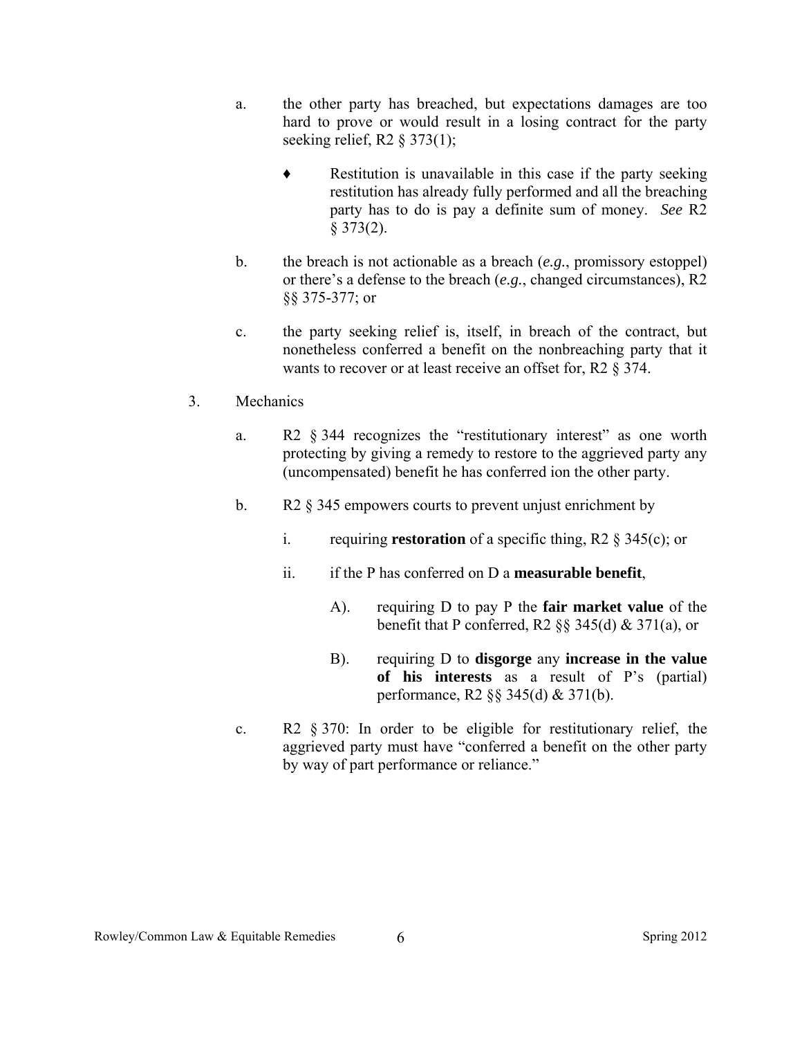a. the other party has breached, but expectations damages are too hard to prove or would result in a losing contract for the party seeking relief, R2 § 373(1);

   ♦ Restitution is unavailable in this case if the party seeking restitution has already fully performed and all the breaching party has to do is pay a definite sum of money. *See* R2 § 373(2).

b. the breach is not actionable as a breach (*e.g.*, promissory estoppel) or there's a defense to the breach (*e.g.*, changed circumstances), R2 §§ 375-377; or

c. the party seeking relief is, itself, in breach of the contract, but nonetheless conferred a benefit on the nonbreaching party that it wants to recover or at least receive an offset for, R2 § 374.

3. Mechanics

   a. R2 § 344 recognizes the "restitutionary interest" as one worth protecting by giving a remedy to restore to the aggrieved party any (uncompensated) benefit he has conferred ion the other party.

   b. R2 § 345 empowers courts to prevent unjust enrichment by

      i. requiring **restoration** of a specific thing, R2 § 345(c); or

      ii. if the P has conferred on D a **measurable benefit**,

         A). requiring D to pay P the **fair market value** of the benefit that P conferred, R2 §§ 345(d) & 371(a), or

         B). requiring D to **disgorge** any **increase in the value of his interests** as a result of P's (partial) performance, R2 §§ 345(d) & 371(b).

   c. R2 § 370: In order to be eligible for restitutionary relief, the aggrieved party must have "conferred a benefit on the other party by way of part performance or reliance."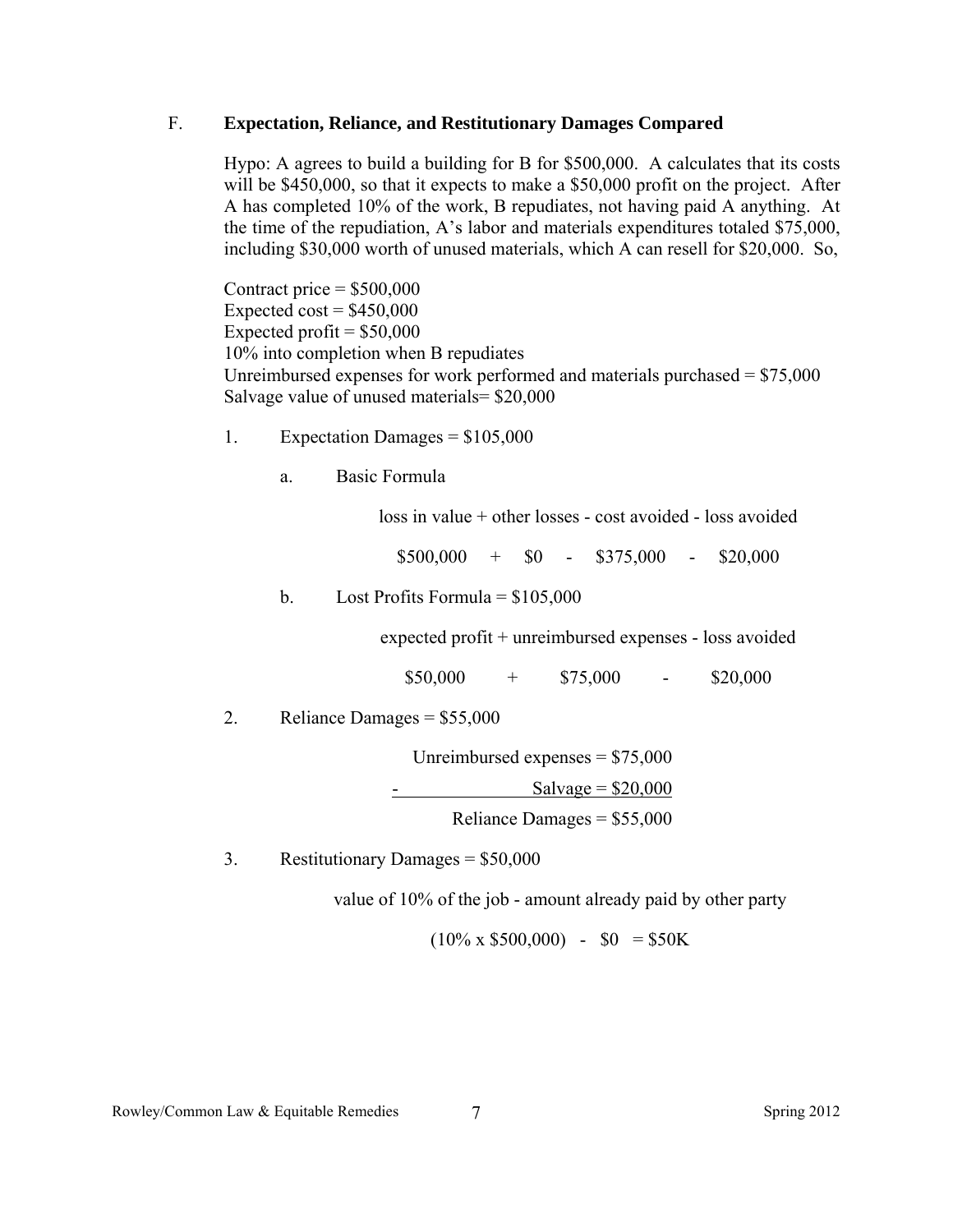## F. Expectation, Reliance, and Restitutionary Damages Compared

Hypo: A agrees to build a building for B for $500,000. A calculates that its costs will be $450,000, so that it expects to make a $50,000 profit on the project. After A has completed 10% of the work, B repudiates, not having paid A anything. At the time of the repudiation, A's labor and materials expenditures totaled $75,000, including $30,000 worth of unused materials, which A can resell for $20,000. So,

Contract price = $500,000
Expected cost = $450,000
Expected profit = $50,000
10% into completion when B repudiates
Unreimbursed expenses for work performed and materials purchased = $75,000
Salvage value of unused materials= $20,000

1. Expectation Damages = $105,000

   a. Basic Formula

      loss in value + other losses - cost avoided - loss avoided

      $500,000 + $0 - $375,000 - $20,000

   b. Lost Profits Formula = $105,000

      expected profit + unreimbursed expenses - loss avoided

      $50,000 + $75,000 - $20,000

2. Reliance Damages = $55,000

   Unreimbursed expenses = $75,000
   - Salvage = $20,000
   Reliance Damages = $55,000

3. Restitutionary Damages = $50,000

   value of 10% of the job - amount already paid by other party

   (10% x $500,000) - $0 = $50K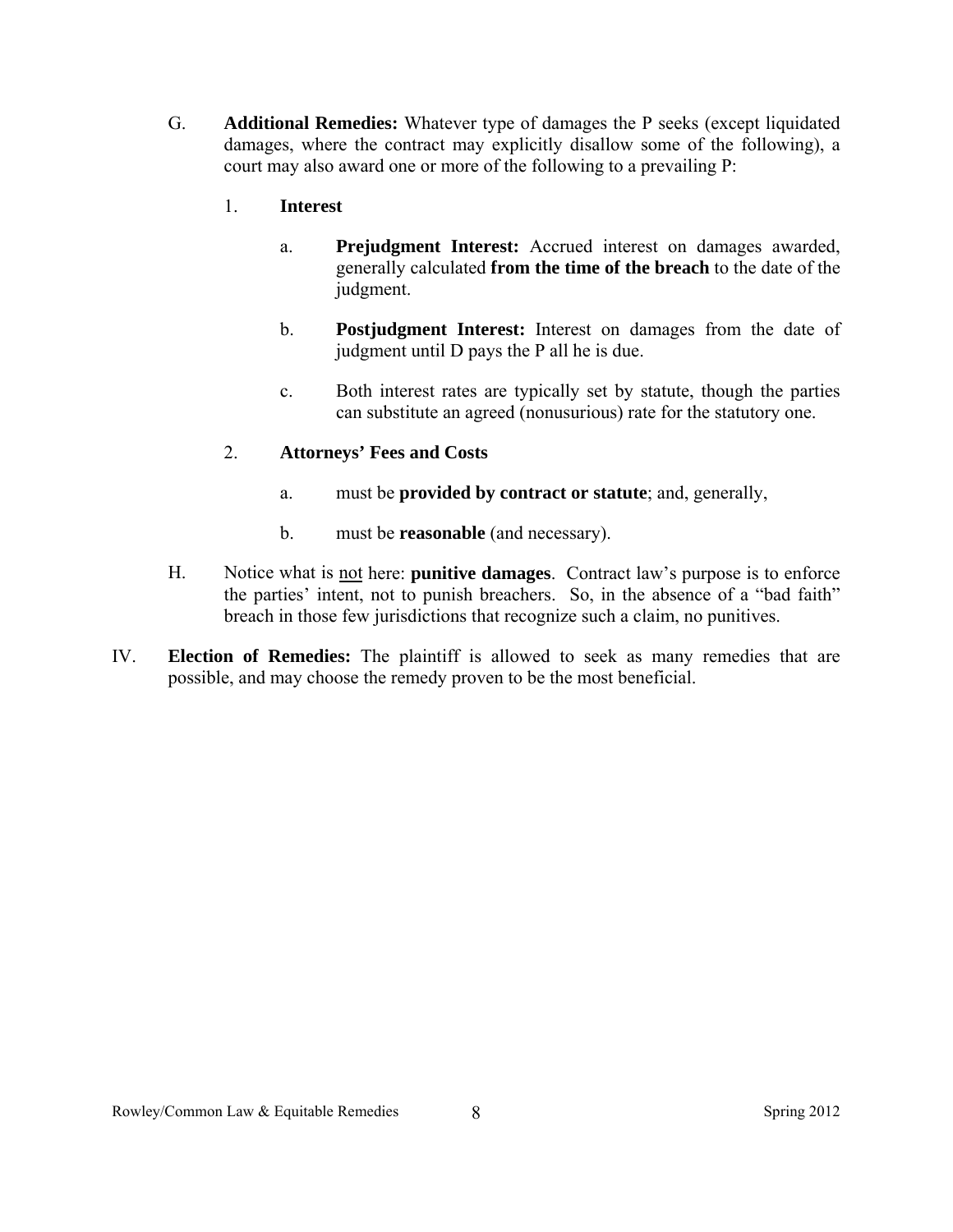G. **Additional Remedies:** Whatever type of damages the P seeks (except liquidated damages, where the contract may explicitly disallow some of the following), a court may also award one or more of the following to a prevailing P:

1. **Interest**

   a. **Prejudgment Interest:** Accrued interest on damages awarded, generally calculated **from the time of the breach** to the date of the judgment.

   b. **Postjudgment Interest:** Interest on damages from the date of judgment until D pays the P all he is due.

   c. Both interest rates are typically set by statute, though the parties can substitute an agreed (nonusurious) rate for the statutory one.

2. **Attorneys' Fees and Costs**

   a. must be **provided by contract or statute**; and, generally,

   b. must be **reasonable** (and necessary).

H. Notice what is <u>not</u> here: **punitive damages**. Contract law's purpose is to enforce the parties' intent, not to punish breachers. So, in the absence of a "bad faith" breach in those few jurisdictions that recognize such a claim, no punitives.

IV. **Election of Remedies:** The plaintiff is allowed to seek as many remedies that are possible, and may choose the remedy proven to be the most beneficial.